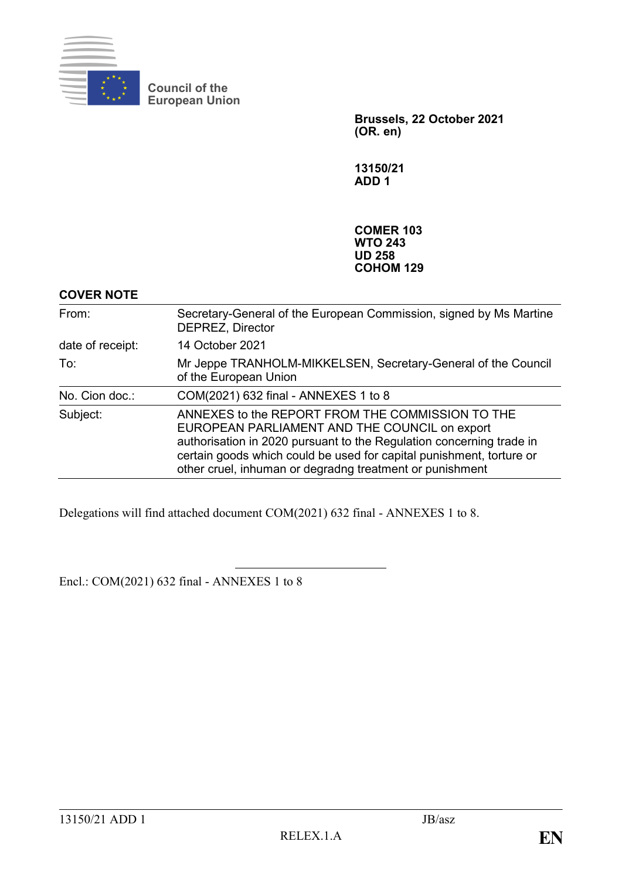Council of the European Union

**Brussels, 22 October 2021**
**(OR. en)**

**13150/21**
**ADD 1**

**COMER 103**
**WTO 243**
**UD 258**
**COHOM 129**

## COVER NOTE

| | |
|---|---|
| From: | Secretary-General of the European Commission, signed by Ms Martine DEPREZ, Director |
| date of receipt: | 14 October 2021 |
| To: | Mr Jeppe TRANHOLM-MIKKELSEN, Secretary-General of the Council of the European Union |
| No. Cion doc.: | COM(2021) 632 final - ANNEXES 1 to 8 |
| Subject: | ANNEXES to the REPORT FROM THE COMMISSION TO THE EUROPEAN PARLIAMENT AND THE COUNCIL on export authorisation in 2020 pursuant to the Regulation concerning trade in certain goods which could be used for capital punishment, torture or other cruel, inhuman or degradng treatment or punishment |

Delegations will find attached document COM(2021) 632 final - ANNEXES 1 to 8.

---

Encl.: COM(2021) 632 final - ANNEXES 1 to 8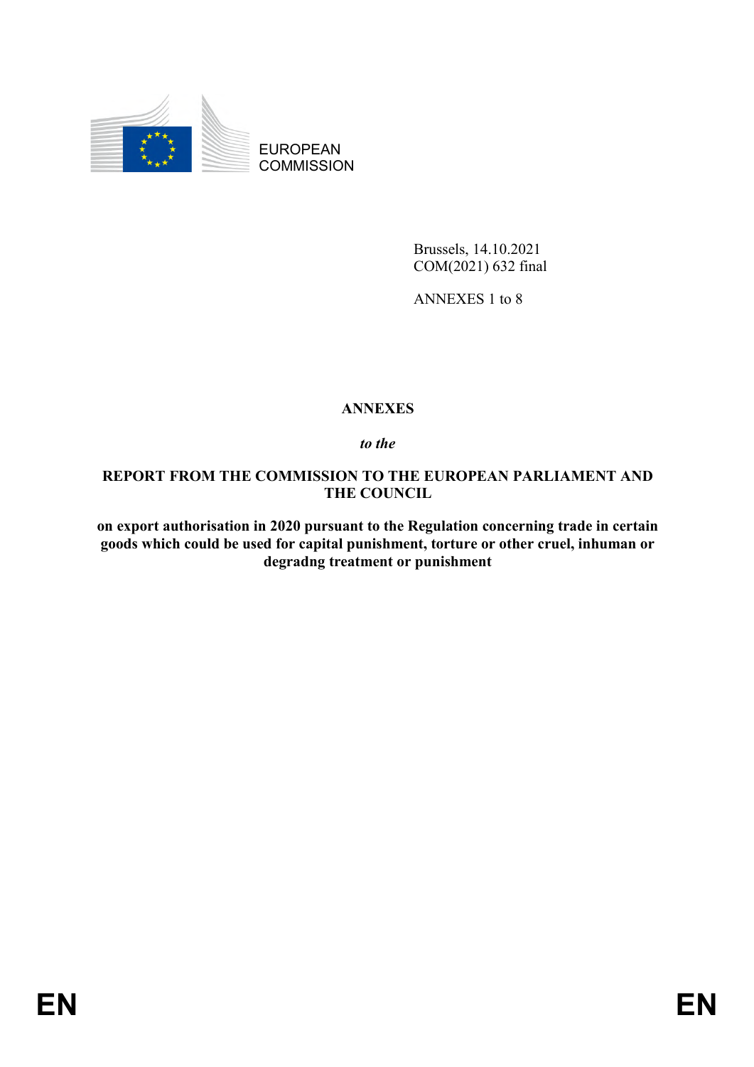EUROPEAN COMMISSION

Brussels, 14.10.2021
COM(2021) 632 final

ANNEXES 1 to 8

**ANNEXES**

***to the***

**REPORT FROM THE COMMISSION TO THE EUROPEAN PARLIAMENT AND THE COUNCIL**

**on export authorisation in 2020 pursuant to the Regulation concerning trade in certain goods which could be used for capital punishment, torture or other cruel, inhuman or degradng treatment or punishment**

EN EN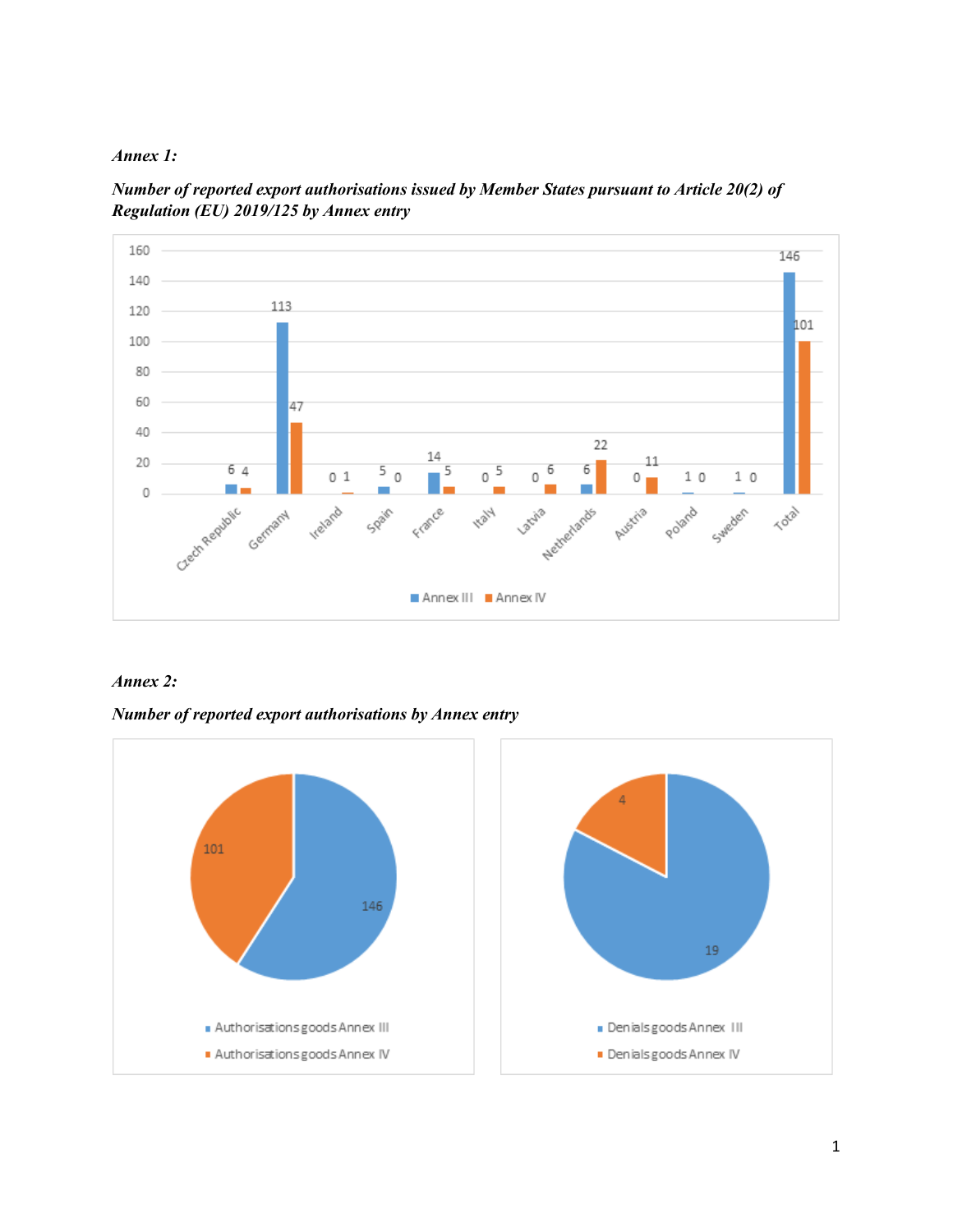*Annex 1:*

***Number of reported export authorisations issued by Member States pursuant to Article 20(2) of Regulation (EU) 2019/125 by Annex entry***

| | Annex III | Annex IV |
|---|---|---|
| Czech Republic | 6 | 4 |
| Germany | 113 | 47 |
| Ireland | 0 | 1 |
| Spain | 5 | 0 |
| France | 14 | 5 |
| Italy | 0 | 5 |
| Latvia | 0 | 6 |
| Netherlands | 6 | 22 |
| Austria | 0 | 11 |
| Poland | 1 | 0 |
| Sweden | 1 | 0 |
| Total | 146 | 101 |

*Annex 2:*

***Number of reported export authorisations by Annex entry***

| Authorisations goods Annex III | Authorisations goods Annex IV |
|---|---|
| 146 | 101 |

| Denials goods Annex III | Denials goods Annex IV |
|---|---|
| 19 | 4 |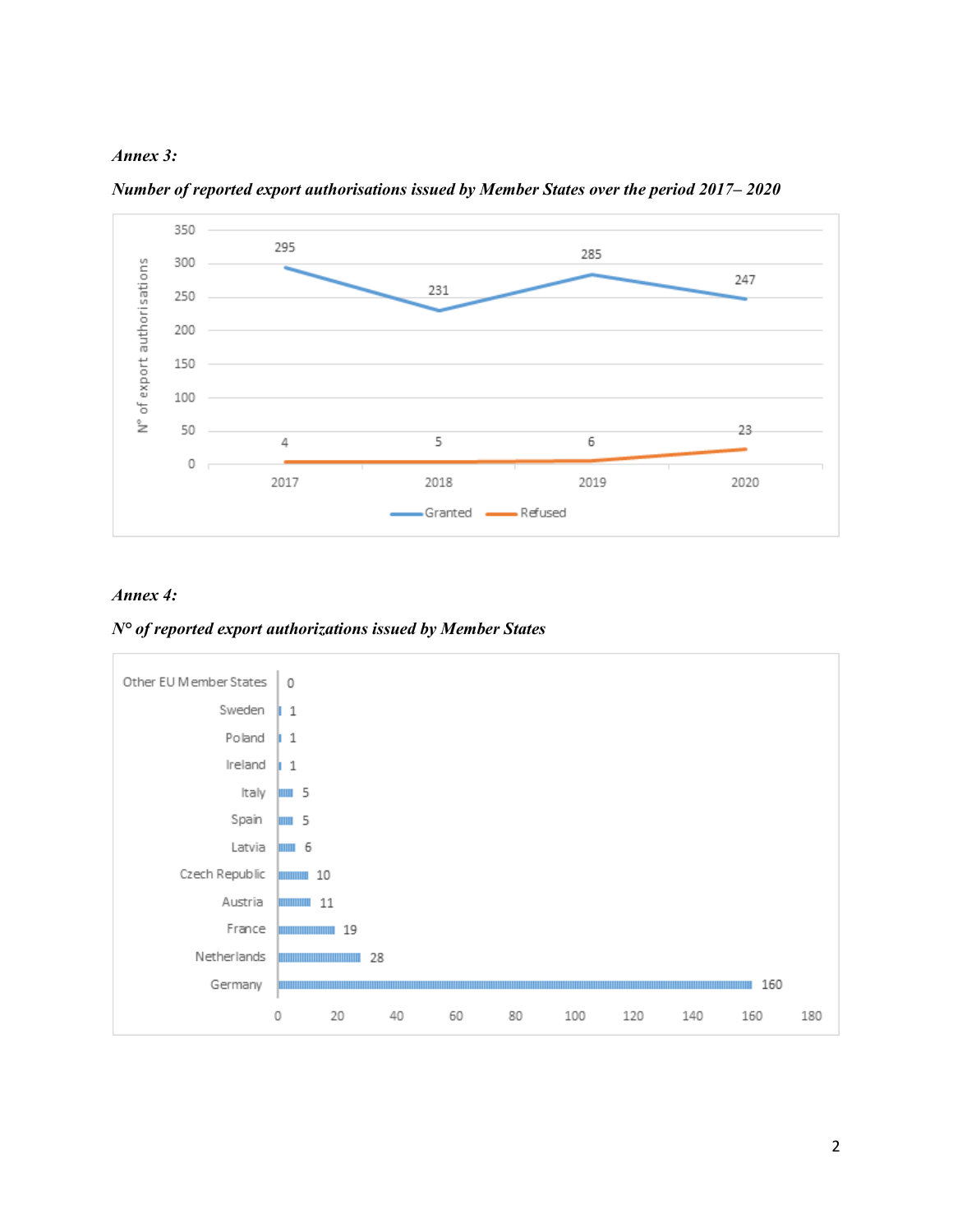*Annex 3:*

***Number of reported export authorisations issued by Member States over the period 2017– 2020***

| Year | Granted | Refused |
|---|---|---|
| 2017 | 295 | 4 |
| 2018 | 231 | 5 |
| 2019 | 285 | 6 |
| 2020 | 247 | 23 |

*Annex 4:*

***N° of reported export authorizations issued by Member States***

| Member State | N° |
|---|---|
| Other EU Member States | 0 |
| Sweden | 1 |
| Poland | 1 |
| Ireland | 1 |
| Italy | 5 |
| Spain | 5 |
| Latvia | 6 |
| Czech Republic | 10 |
| Austria | 11 |
| France | 19 |
| Netherlands | 28 |
| Germany | 160 |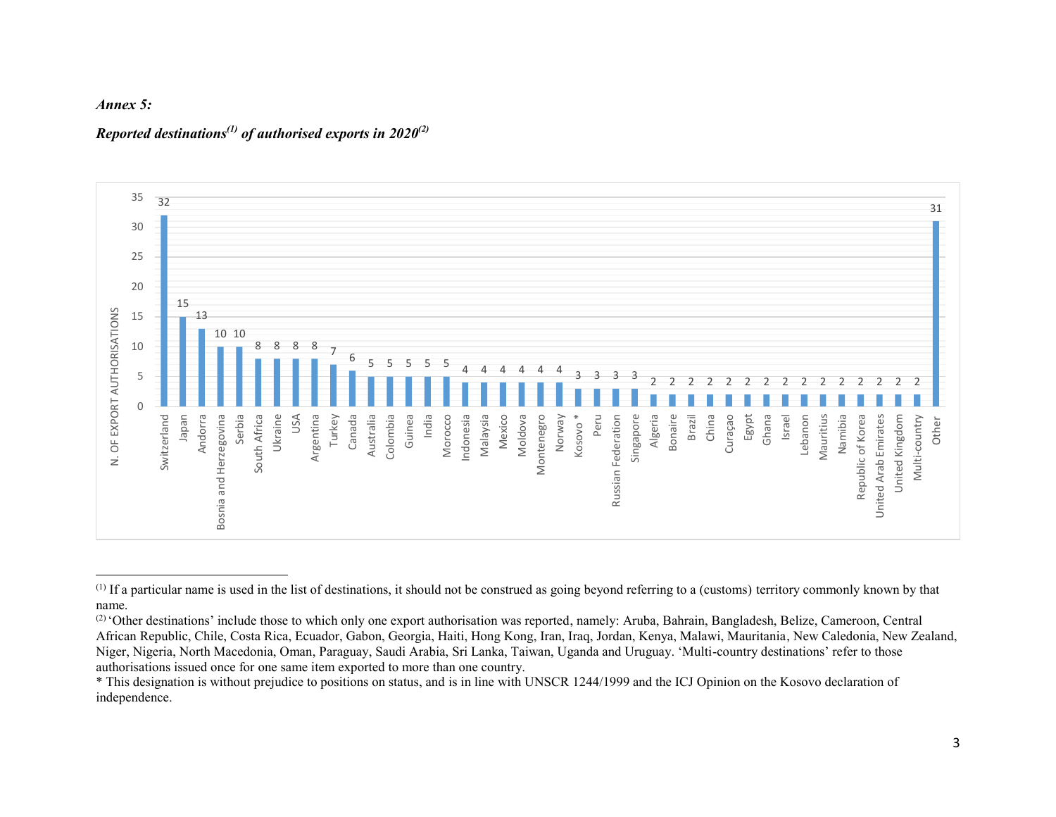*Annex 5:*

***Reported destinations[(1)] of authorised exports in 2020[(2)]***

| Destination | N. of export authorisations |
|---|---|
| Switzerland | 32 |
| Japan | 15 |
| Andorra | 13 |
| Bosnia and Herzegovina | 10 |
| Serbia | 10 |
| South Africa | 8 |
| Ukraine | 8 |
| USA | 8 |
| Argentina | 8 |
| Turkey | 7 |
| Canada | 6 |
| Australia | 5 |
| Colombia | 5 |
| Guinea | 5 |
| India | 5 |
| Morocco | 5 |
| Indonesia | 4 |
| Malaysia | 4 |
| Mexico | 4 |
| Moldova | 4 |
| Montenegro | 4 |
| Norway | 4 |
| Kosovo * | 3 |
| Peru | 3 |
| Russian Federation | 3 |
| Singapore | 3 |
| Algeria | 2 |
| Bonaire | 2 |
| Brazil | 2 |
| China | 2 |
| Curaçao | 2 |
| Egypt | 2 |
| Ghana | 2 |
| Israel | 2 |
| Lebanon | 2 |
| Mauritius | 2 |
| Namibia | 2 |
| Republic of Korea | 2 |
| United Arab Emirates | 2 |
| United Kingdom | 2 |
| Multi-country | 2 |
| Other | 31 |

---

(1) If a particular name is used in the list of destinations, it should not be construed as going beyond referring to a (customs) territory commonly known by that name.

(2) 'Other destinations' include those to which only one export authorisation was reported, namely: Aruba, Bahrain, Bangladesh, Belize, Cameroon, Central African Republic, Chile, Costa Rica, Ecuador, Gabon, Georgia, Haiti, Hong Kong, Iran, Iraq, Jordan, Kenya, Malawi, Mauritania, New Caledonia, New Zealand, Niger, Nigeria, North Macedonia, Oman, Paraguay, Saudi Arabia, Sri Lanka, Taiwan, Uganda and Uruguay. 'Multi-country destinations' refer to those authorisations issued once for one same item exported to more than one country.

\* This designation is without prejudice to positions on status, and is in line with UNSCR 1244/1999 and the ICJ Opinion on the Kosovo declaration of independence.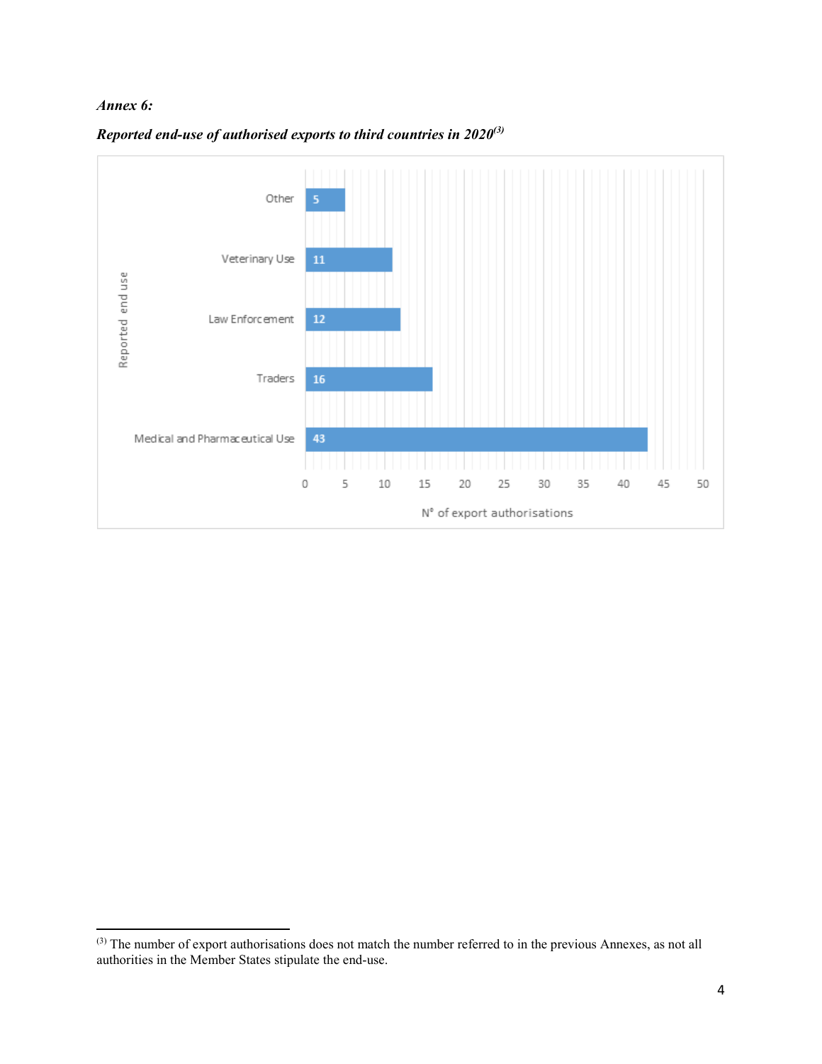*Annex 6:*

***Reported end-use of authorised exports to third countries in 2020[3]***

| Reported end use | N° of export authorisations |
|---|---|
| Other | 5 |
| Veterinary Use | 11 |
| Law Enforcement | 12 |
| Traders | 16 |
| Medical and Pharmaceutical Use | 43 |

[3] The number of export authorisations does not match the number referred to in the previous Annexes, as not all authorities in the Member States stipulate the end-use.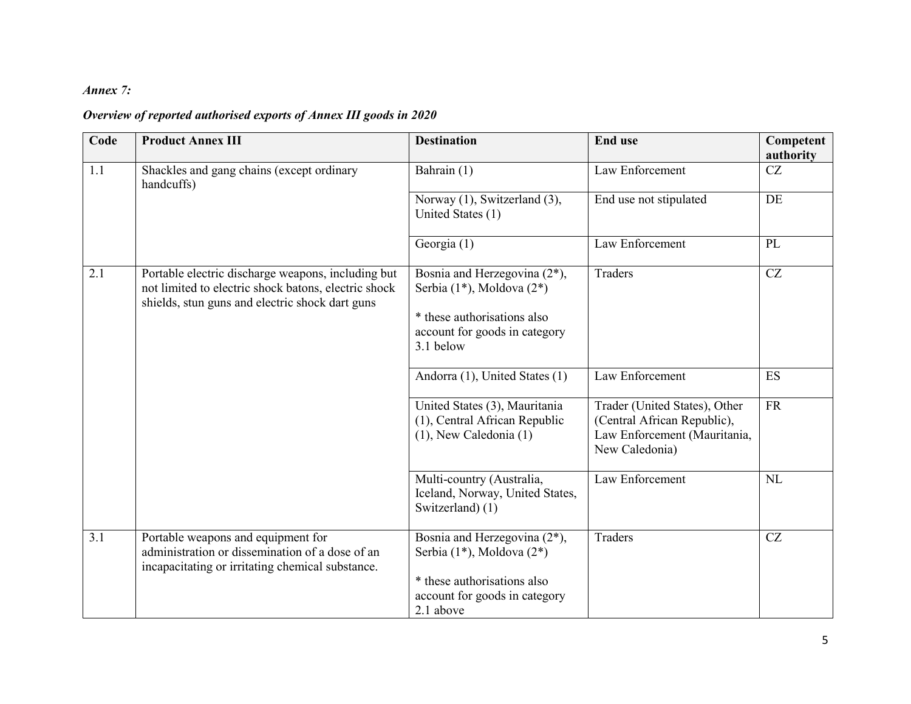*Annex 7:*

***Overview of reported authorised exports of Annex III goods in 2020***

| Code | Product Annex III | Destination | End use | Competent authority |
|---|---|---|---|---|
| 1.1 | Shackles and gang chains (except ordinary handcuffs) | Bahrain (1) | Law Enforcement | CZ |
| | | Norway (1), Switzerland (3), United States (1) | End use not stipulated | DE |
| | | Georgia (1) | Law Enforcement | PL |
| 2.1 | Portable electric discharge weapons, including but not limited to electric shock batons, electric shock shields, stun guns and electric shock dart guns | Bosnia and Herzegovina (2*), Serbia (1*), Moldova (2*)<br><br>* these authorisations also account for goods in category 3.1 below | Traders | CZ |
| | | Andorra (1), United States (1) | Law Enforcement | ES |
| | | United States (3), Mauritania (1), Central African Republic (1), New Caledonia (1) | Trader (United States), Other (Central African Republic), Law Enforcement (Mauritania, New Caledonia) | FR |
| | | Multi-country (Australia, Iceland, Norway, United States, Switzerland) (1) | Law Enforcement | NL |
| 3.1 | Portable weapons and equipment for administration or dissemination of a dose of an incapacitating or irritating chemical substance. | Bosnia and Herzegovina (2*), Serbia (1*), Moldova (2*)<br><br>* these authorisations also account for goods in category 2.1 above | Traders | CZ |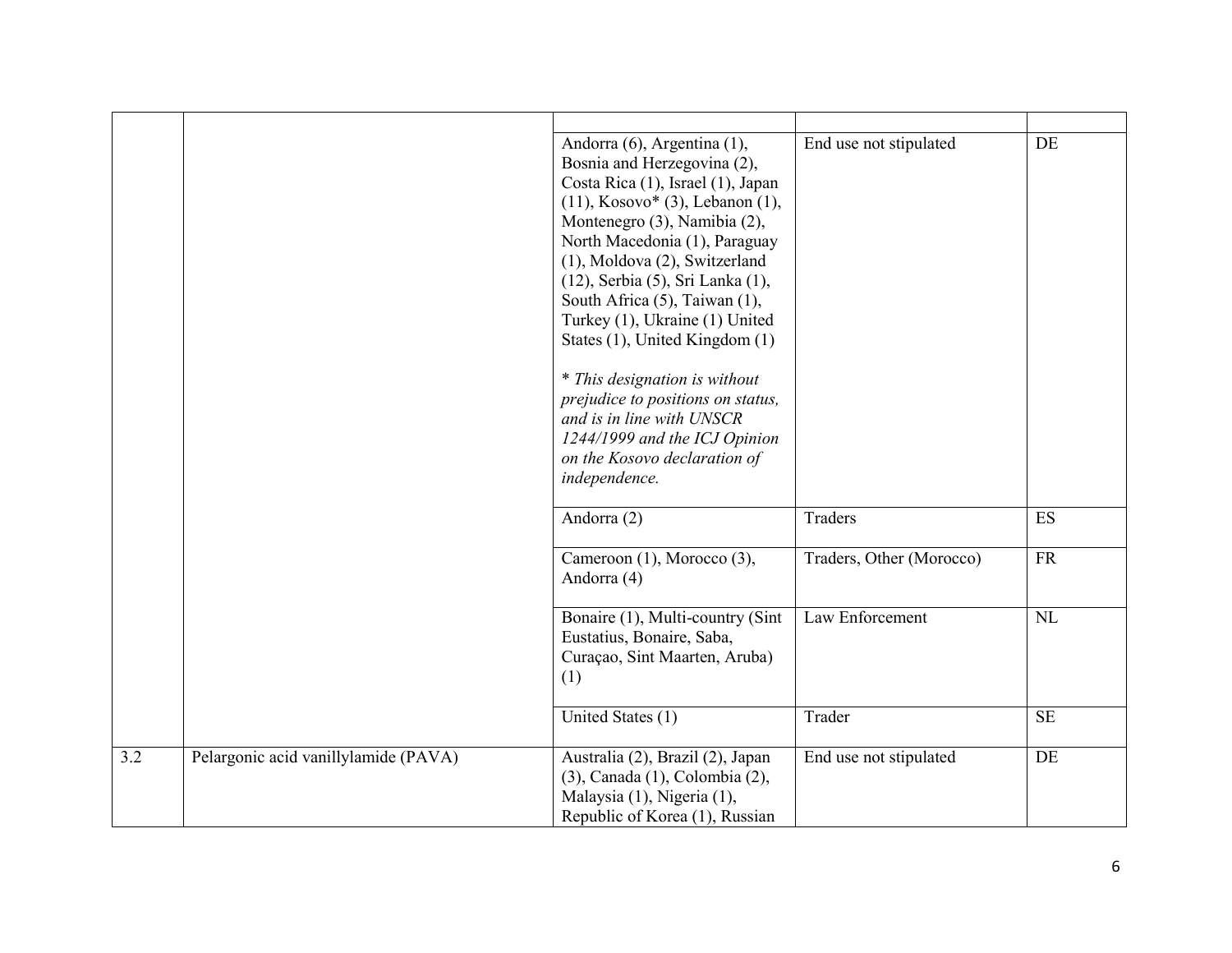| | | | | |
|---|---|---|---|---|
| | | Andorra (6), Argentina (1), Bosnia and Herzegovina (2), Costa Rica (1), Israel (1), Japan (11), Kosovo* (3), Lebanon (1), Montenegro (3), Namibia (2), North Macedonia (1), Paraguay (1), Moldova (2), Switzerland (12), Serbia (5), Sri Lanka (1), South Africa (5), Taiwan (1), Turkey (1), Ukraine (1) United States (1), United Kingdom (1)<br><br>*\* This designation is without prejudice to positions on status, and is in line with UNSCR 1244/1999 and the ICJ Opinion on the Kosovo declaration of independence.* | End use not stipulated | DE |
| | | Andorra (2) | Traders | ES |
| | | Cameroon (1), Morocco (3), Andorra (4) | Traders, Other (Morocco) | FR |
| | | Bonaire (1), Multi-country (Sint Eustatius, Bonaire, Saba, Curaçao, Sint Maarten, Aruba) (1) | Law Enforcement | NL |
| | | United States (1) | Trader | SE |
| 3.2 | Pelargonic acid vanillylamide (PAVA) | Australia (2), Brazil (2), Japan (3), Canada (1), Colombia (2), Malaysia (1), Nigeria (1), Republic of Korea (1), Russian | End use not stipulated | DE |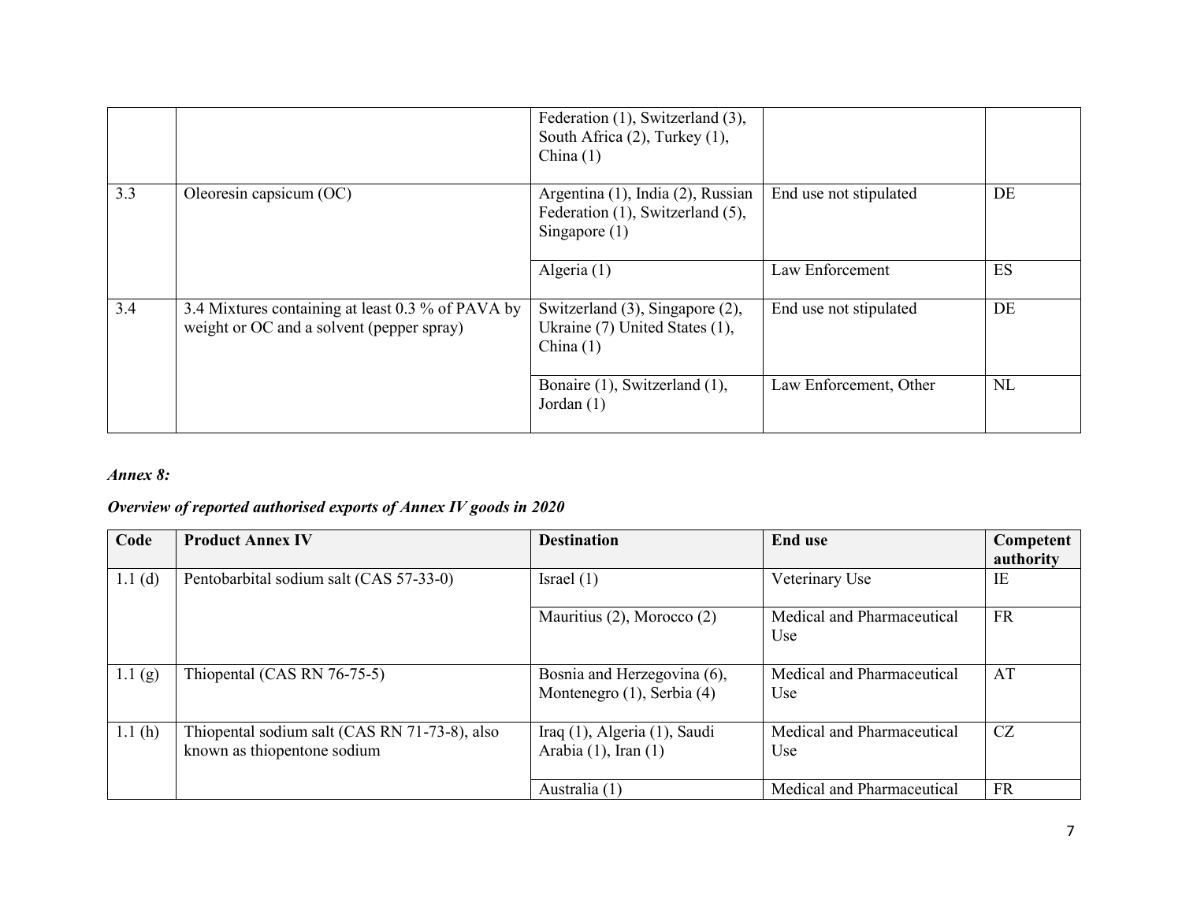|  |  | Federation (1), Switzerland (3), South Africa (2), Turkey (1), China (1) |  |  |
|---|---|---|---|---|
| 3.3 | Oleoresin capsicum (OC) | Argentina (1), India (2), Russian Federation (1), Switzerland (5), Singapore (1) | End use not stipulated | DE |
|  |  | Algeria (1) | Law Enforcement | ES |
| 3.4 | 3.4 Mixtures containing at least 0.3 % of PAVA by weight or OC and a solvent (pepper spray) | Switzerland (3), Singapore (2), Ukraine (7) United States (1), China (1) | End use not stipulated | DE |
|  |  | Bonaire (1), Switzerland (1), Jordan (1) | Law Enforcement, Other | NL |

***Annex 8:***

***Overview of reported authorised exports of Annex IV goods in 2020***

| Code | Product Annex IV | Destination | End use | Competent authority |
|---|---|---|---|---|
| 1.1 (d) | Pentobarbital sodium salt (CAS 57-33-0) | Israel (1) | Veterinary Use | IE |
|  |  | Mauritius (2), Morocco (2) | Medical and Pharmaceutical Use | FR |
| 1.1 (g) | Thiopental (CAS RN 76-75-5) | Bosnia and Herzegovina (6), Montenegro (1), Serbia (4) | Medical and Pharmaceutical Use | AT |
| 1.1 (h) | Thiopental sodium salt (CAS RN 71-73-8), also known as thiopentone sodium | Iraq (1), Algeria (1), Saudi Arabia (1), Iran (1) | Medical and Pharmaceutical Use | CZ |
|  |  | Australia (1) | Medical and Pharmaceutical | FR |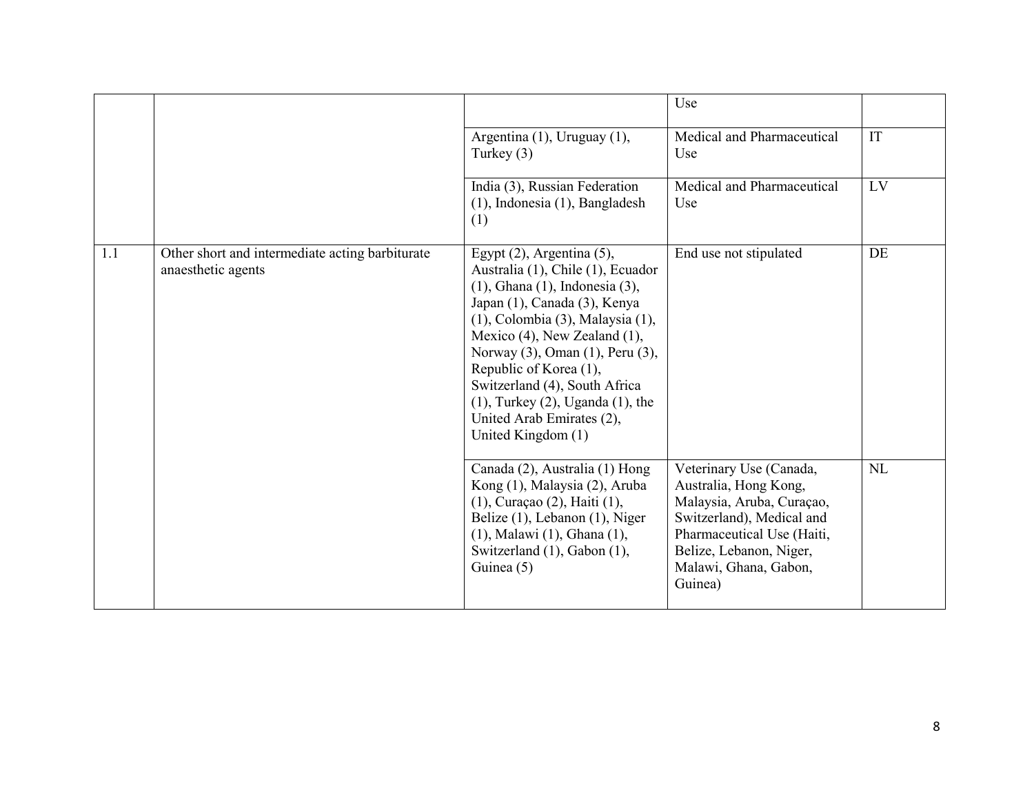| | | | | |
|---|---|---|---|---|
| | | | Use | |
| | | Argentina (1), Uruguay (1), Turkey (3) | Medical and Pharmaceutical Use | IT |
| | | India (3), Russian Federation (1), Indonesia (1), Bangladesh (1) | Medical and Pharmaceutical Use | LV |
| 1.1 | Other short and intermediate acting barbiturate anaesthetic agents | Egypt (2), Argentina (5), Australia (1), Chile (1), Ecuador (1), Ghana (1), Indonesia (3), Japan (1), Canada (3), Kenya (1), Colombia (3), Malaysia (1), Mexico (4), New Zealand (1), Norway (3), Oman (1), Peru (3), Republic of Korea (1), Switzerland (4), South Africa (1), Turkey (2), Uganda (1), the United Arab Emirates (2), United Kingdom (1) | End use not stipulated | DE |
| | | Canada (2), Australia (1) Hong Kong (1), Malaysia (2), Aruba (1), Curaçao (2), Haiti (1), Belize (1), Lebanon (1), Niger (1), Malawi (1), Ghana (1), Switzerland (1), Gabon (1), Guinea (5) | Veterinary Use (Canada, Australia, Hong Kong, Malaysia, Aruba, Curaçao, Switzerland), Medical and Pharmaceutical Use (Haiti, Belize, Lebanon, Niger, Malawi, Ghana, Gabon, Guinea) | NL |